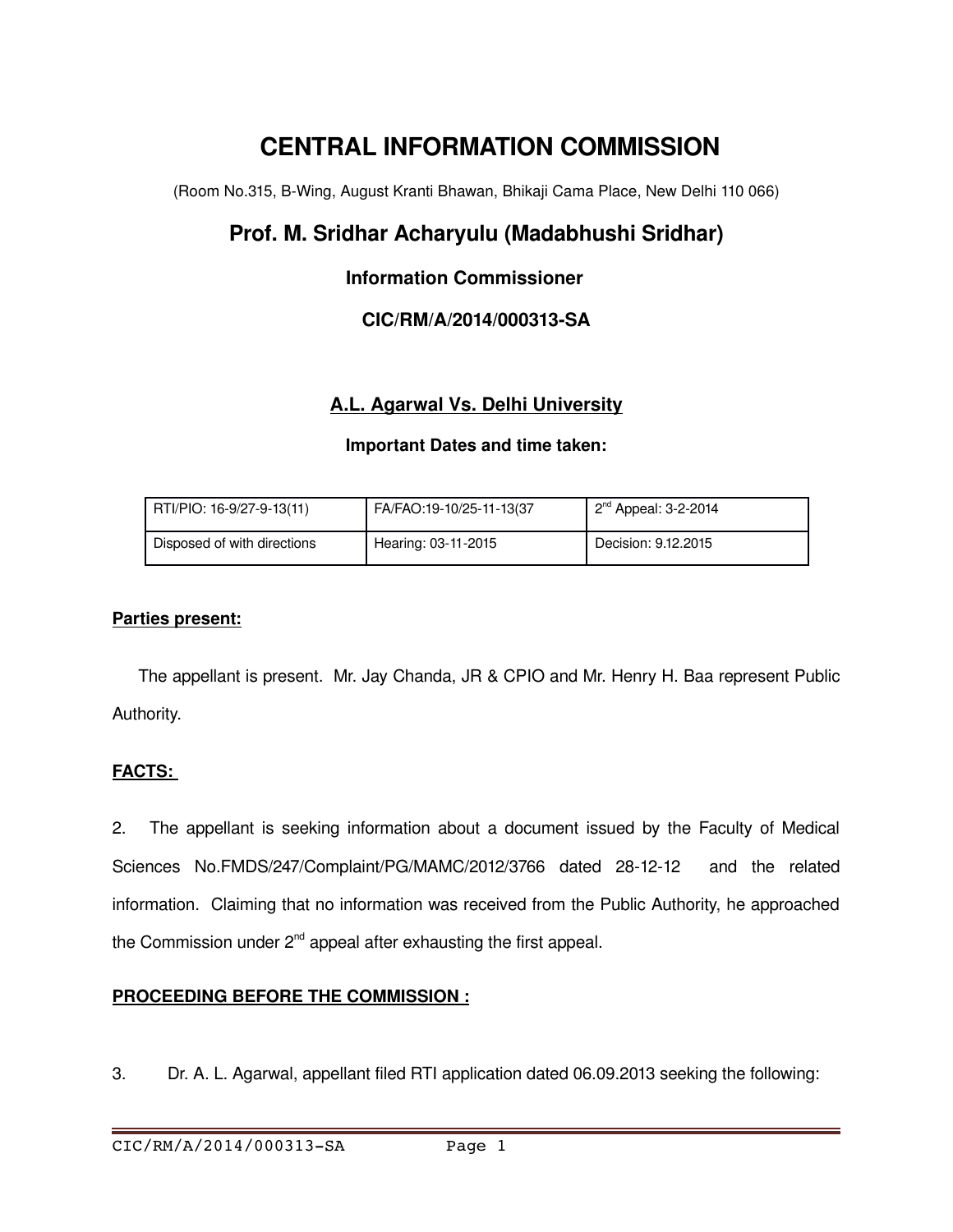# CENTRAL INFORMATION COMMISSION

(Room No.315, B-Wing, August Kranti Bhawan, Bhikaji Cama Place, New Delhi 110 066)

## Prof. M. Sridhar Acharyulu (Madabhushi Sridhar)

### Information Commissioner

### CIC/RM/A/2014/000313-SA

### A.L. Agarwal Vs. Delhi University

**Important Dates and time taken:**

| RTI/PIO: 16-9/27-9-13(11) | FA/FAO:19-10/25-11-13(37 | 2nd Appeal: 3-2-2014 |
|---|---|---|
| Disposed of with directions | Hearing: 03-11-2015 | Decision: 9.12.2015 |

**Parties present:**

The appellant is present. Mr. Jay Chanda, JR & CPIO and Mr. Henry H. Baa represent Public Authority.

**FACTS:**

2. The appellant is seeking information about a document issued by the Faculty of Medical Sciences No.FMDS/247/Complaint/PG/MAMC/2012/3766 dated 28-12-12 and the related information. Claiming that no information was received from the Public Authority, he approached the Commission under 2nd appeal after exhausting the first appeal.

**PROCEEDING BEFORE THE COMMISSION :**

3. Dr. A. L. Agarwal, appellant filed RTI application dated 06.09.2013 seeking the following: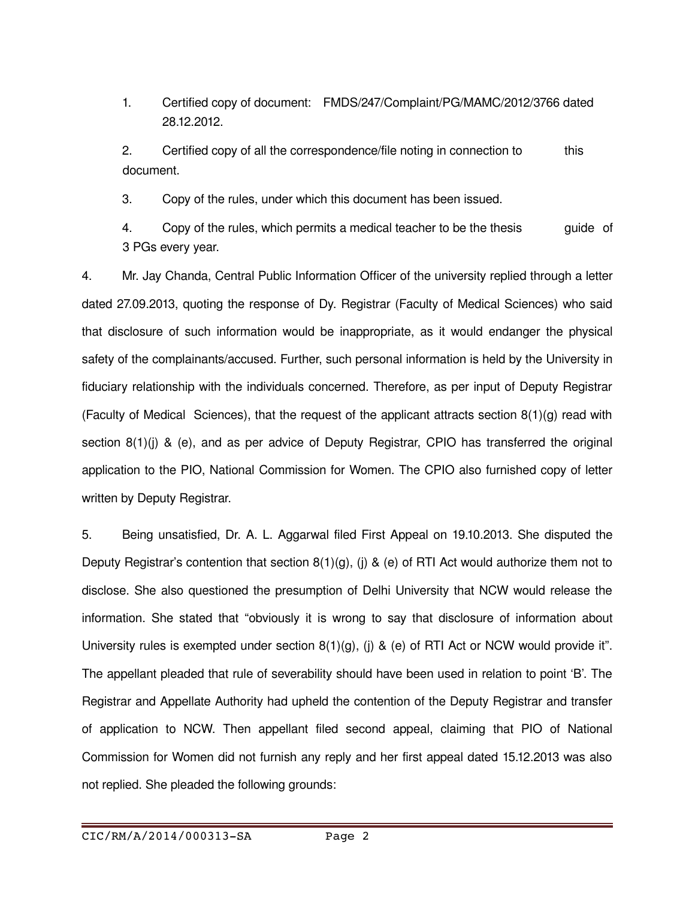1. Certified copy of document: FMDS/247/Complaint/PG/MAMC/2012/3766 dated 28.12.2012.

2. Certified copy of all the correspondence/file noting in connection to this document.

3. Copy of the rules, under which this document has been issued.

4. Copy of the rules, which permits a medical teacher to be the thesis guide of 3 PGs every year.

4. Mr. Jay Chanda, Central Public Information Officer of the university replied through a letter dated 27.09.2013, quoting the response of Dy. Registrar (Faculty of Medical Sciences) who said that disclosure of such information would be inappropriate, as it would endanger the physical safety of the complainants/accused. Further, such personal information is held by the University in fiduciary relationship with the individuals concerned. Therefore, as per input of Deputy Registrar (Faculty of Medical Sciences), that the request of the applicant attracts section 8(1)(g) read with section 8(1)(j) & (e), and as per advice of Deputy Registrar, CPIO has transferred the original application to the PIO, National Commission for Women. The CPIO also furnished copy of letter written by Deputy Registrar.

5. Being unsatisfied, Dr. A. L. Aggarwal filed First Appeal on 19.10.2013. She disputed the Deputy Registrar's contention that section 8(1)(g), (j) & (e) of RTI Act would authorize them not to disclose. She also questioned the presumption of Delhi University that NCW would release the information. She stated that "obviously it is wrong to say that disclosure of information about University rules is exempted under section 8(1)(g), (j) & (e) of RTI Act or NCW would provide it". The appellant pleaded that rule of severability should have been used in relation to point 'B'. The Registrar and Appellate Authority had upheld the contention of the Deputy Registrar and transfer of application to NCW. Then appellant filed second appeal, claiming that PIO of National Commission for Women did not furnish any reply and her first appeal dated 15.12.2013 was also not replied. She pleaded the following grounds: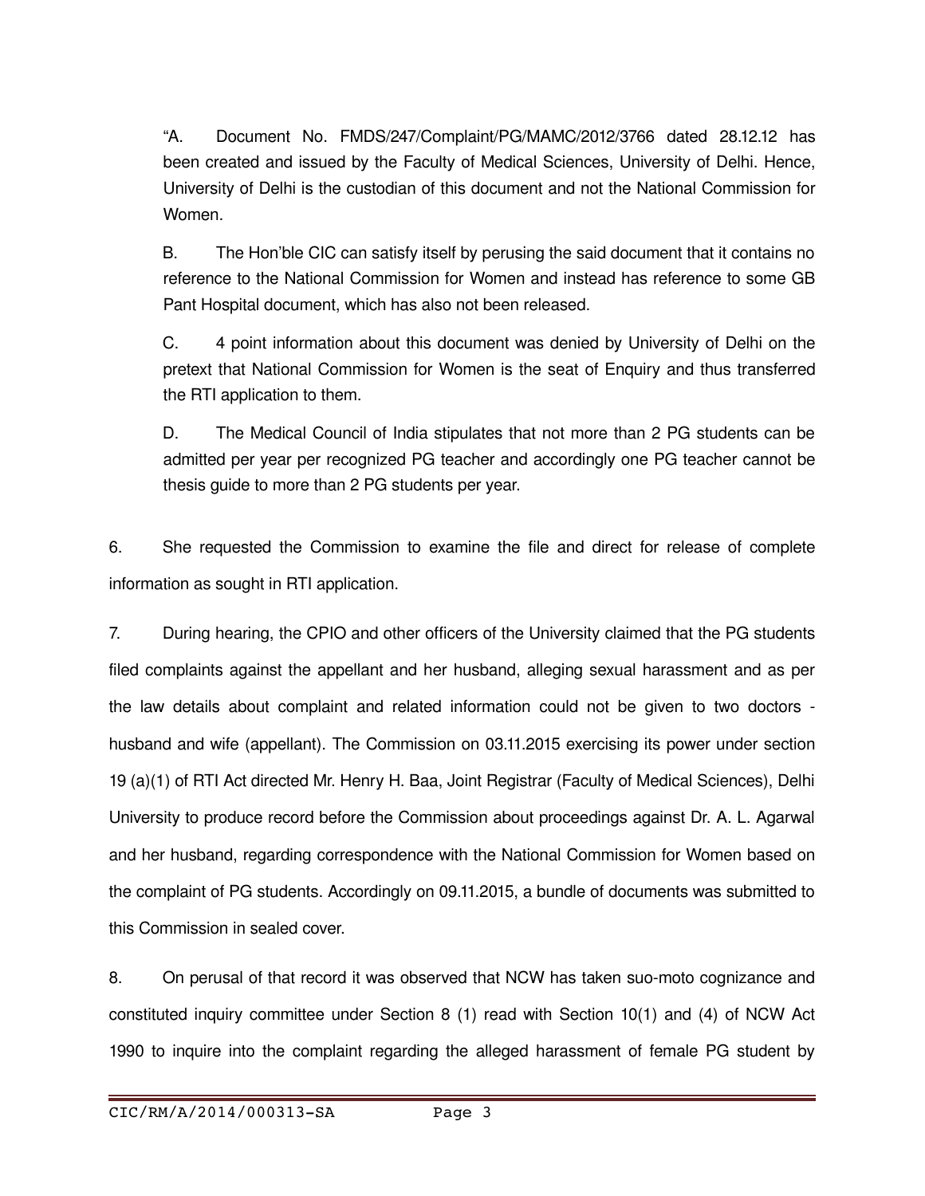"A. Document No. FMDS/247/Complaint/PG/MAMC/2012/3766 dated 28.12.12 has been created and issued by the Faculty of Medical Sciences, University of Delhi. Hence, University of Delhi is the custodian of this document and not the National Commission for Women.

B. The Hon'ble CIC can satisfy itself by perusing the said document that it contains no reference to the National Commission for Women and instead has reference to some GB Pant Hospital document, which has also not been released.

C. 4 point information about this document was denied by University of Delhi on the pretext that National Commission for Women is the seat of Enquiry and thus transferred the RTI application to them.

D. The Medical Council of India stipulates that not more than 2 PG students can be admitted per year per recognized PG teacher and accordingly one PG teacher cannot be thesis guide to more than 2 PG students per year.

6. She requested the Commission to examine the file and direct for release of complete information as sought in RTI application.

7. During hearing, the CPIO and other officers of the University claimed that the PG students filed complaints against the appellant and her husband, alleging sexual harassment and as per the law details about complaint and related information could not be given to two doctors - husband and wife (appellant). The Commission on 03.11.2015 exercising its power under section 19 (a)(1) of RTI Act directed Mr. Henry H. Baa, Joint Registrar (Faculty of Medical Sciences), Delhi University to produce record before the Commission about proceedings against Dr. A. L. Agarwal and her husband, regarding correspondence with the National Commission for Women based on the complaint of PG students. Accordingly on 09.11.2015, a bundle of documents was submitted to this Commission in sealed cover.

8. On perusal of that record it was observed that NCW has taken suo-moto cognizance and constituted inquiry committee under Section 8 (1) read with Section 10(1) and (4) of NCW Act 1990 to inquire into the complaint regarding the alleged harassment of female PG student by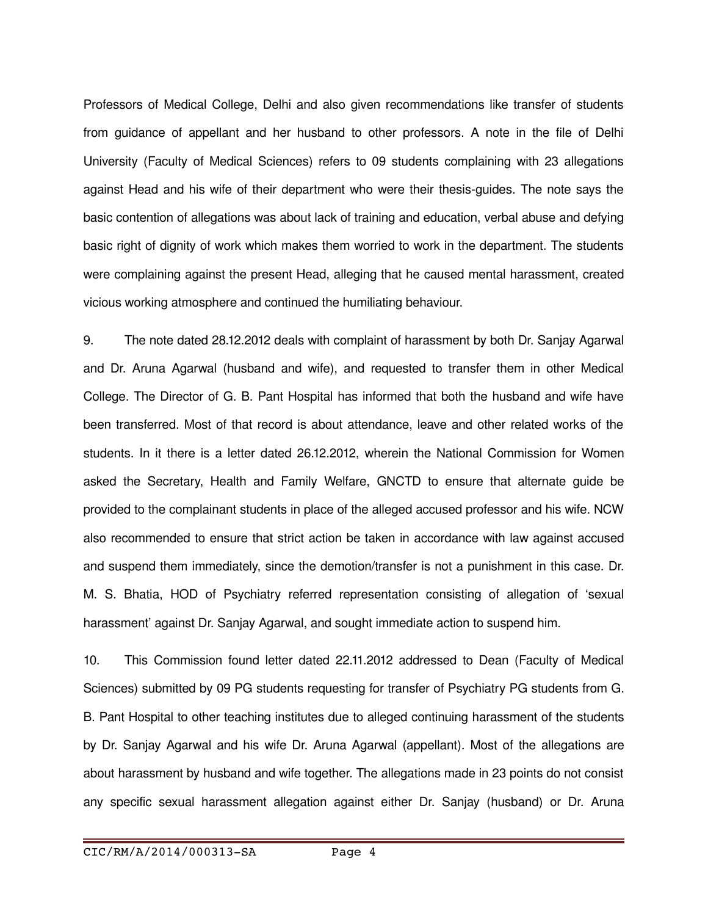Professors of Medical College, Delhi and also given recommendations like transfer of students from guidance of appellant and her husband to other professors. A note in the file of Delhi University (Faculty of Medical Sciences) refers to 09 students complaining with 23 allegations against Head and his wife of their department who were their thesis-guides. The note says the basic contention of allegations was about lack of training and education, verbal abuse and defying basic right of dignity of work which makes them worried to work in the department. The students were complaining against the present Head, alleging that he caused mental harassment, created vicious working atmosphere and continued the humiliating behaviour.

9. The note dated 28.12.2012 deals with complaint of harassment by both Dr. Sanjay Agarwal and Dr. Aruna Agarwal (husband and wife), and requested to transfer them in other Medical College. The Director of G. B. Pant Hospital has informed that both the husband and wife have been transferred. Most of that record is about attendance, leave and other related works of the students. In it there is a letter dated 26.12.2012, wherein the National Commission for Women asked the Secretary, Health and Family Welfare, GNCTD to ensure that alternate guide be provided to the complainant students in place of the alleged accused professor and his wife. NCW also recommended to ensure that strict action be taken in accordance with law against accused and suspend them immediately, since the demotion/transfer is not a punishment in this case. Dr. M. S. Bhatia, HOD of Psychiatry referred representation consisting of allegation of 'sexual harassment' against Dr. Sanjay Agarwal, and sought immediate action to suspend him.

10. This Commission found letter dated 22.11.2012 addressed to Dean (Faculty of Medical Sciences) submitted by 09 PG students requesting for transfer of Psychiatry PG students from G. B. Pant Hospital to other teaching institutes due to alleged continuing harassment of the students by Dr. Sanjay Agarwal and his wife Dr. Aruna Agarwal (appellant). Most of the allegations are about harassment by husband and wife together. The allegations made in 23 points do not consist any specific sexual harassment allegation against either Dr. Sanjay (husband) or Dr. Aruna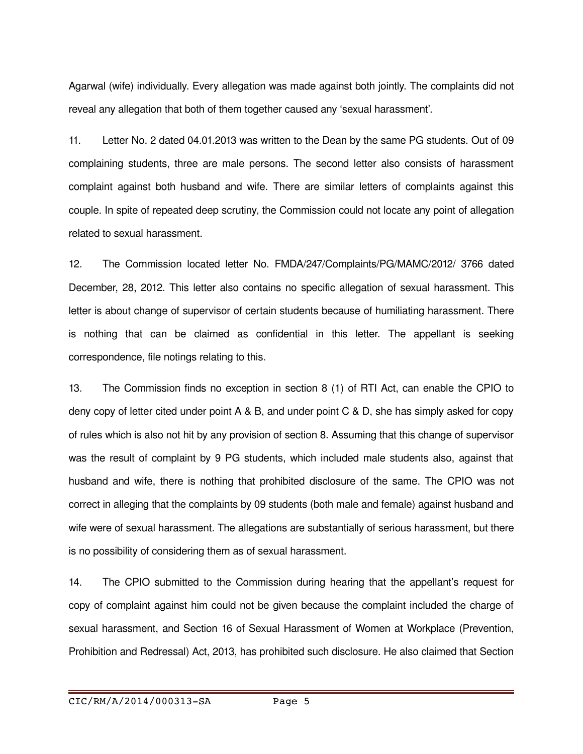Agarwal (wife) individually. Every allegation was made against both jointly. The complaints did not reveal any allegation that both of them together caused any 'sexual harassment'.

11. Letter No. 2 dated 04.01.2013 was written to the Dean by the same PG students. Out of 09 complaining students, three are male persons. The second letter also consists of harassment complaint against both husband and wife. There are similar letters of complaints against this couple. In spite of repeated deep scrutiny, the Commission could not locate any point of allegation related to sexual harassment.

12. The Commission located letter No. FMDA/247/Complaints/PG/MAMC/2012/ 3766 dated December, 28, 2012. This letter also contains no specific allegation of sexual harassment. This letter is about change of supervisor of certain students because of humiliating harassment. There is nothing that can be claimed as confidential in this letter. The appellant is seeking correspondence, file notings relating to this.

13. The Commission finds no exception in section 8 (1) of RTI Act, can enable the CPIO to deny copy of letter cited under point A & B, and under point C & D, she has simply asked for copy of rules which is also not hit by any provision of section 8. Assuming that this change of supervisor was the result of complaint by 9 PG students, which included male students also, against that husband and wife, there is nothing that prohibited disclosure of the same. The CPIO was not correct in alleging that the complaints by 09 students (both male and female) against husband and wife were of sexual harassment. The allegations are substantially of serious harassment, but there is no possibility of considering them as of sexual harassment.

14. The CPIO submitted to the Commission during hearing that the appellant's request for copy of complaint against him could not be given because the complaint included the charge of sexual harassment, and Section 16 of Sexual Harassment of Women at Workplace (Prevention, Prohibition and Redressal) Act, 2013, has prohibited such disclosure. He also claimed that Section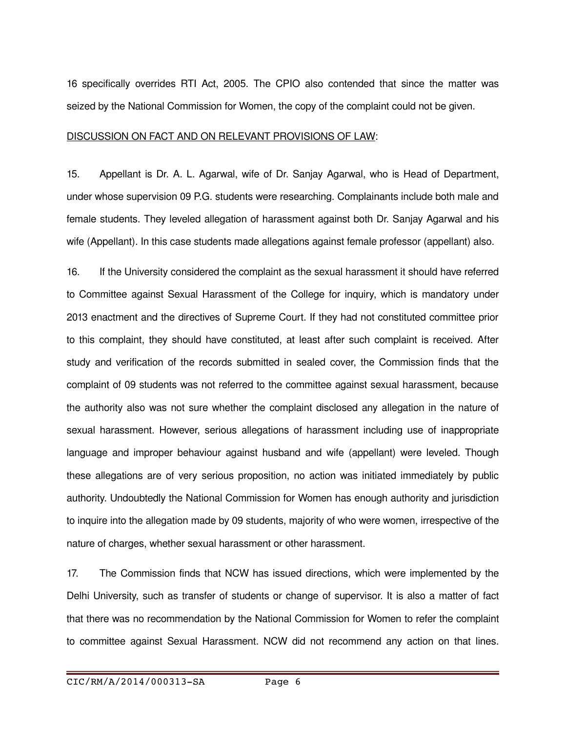16 specifically overrides RTI Act, 2005. The CPIO also contended that since the matter was seized by the National Commission for Women, the copy of the complaint could not be given.

<u>DISCUSSION ON FACT AND ON RELEVANT PROVISIONS OF LAW</u>:

15. Appellant is Dr. A. L. Agarwal, wife of Dr. Sanjay Agarwal, who is Head of Department, under whose supervision 09 P.G. students were researching. Complainants include both male and female students. They leveled allegation of harassment against both Dr. Sanjay Agarwal and his wife (Appellant). In this case students made allegations against female professor (appellant) also.

16. If the University considered the complaint as the sexual harassment it should have referred to Committee against Sexual Harassment of the College for inquiry, which is mandatory under 2013 enactment and the directives of Supreme Court. If they had not constituted committee prior to this complaint, they should have constituted, at least after such complaint is received. After study and verification of the records submitted in sealed cover, the Commission finds that the complaint of 09 students was not referred to the committee against sexual harassment, because the authority also was not sure whether the complaint disclosed any allegation in the nature of sexual harassment. However, serious allegations of harassment including use of inappropriate language and improper behaviour against husband and wife (appellant) were leveled. Though these allegations are of very serious proposition, no action was initiated immediately by public authority. Undoubtedly the National Commission for Women has enough authority and jurisdiction to inquire into the allegation made by 09 students, majority of who were women, irrespective of the nature of charges, whether sexual harassment or other harassment.

17. The Commission finds that NCW has issued directions, which were implemented by the Delhi University, such as transfer of students or change of supervisor. It is also a matter of fact that there was no recommendation by the National Commission for Women to refer the complaint to committee against Sexual Harassment. NCW did not recommend any action on that lines.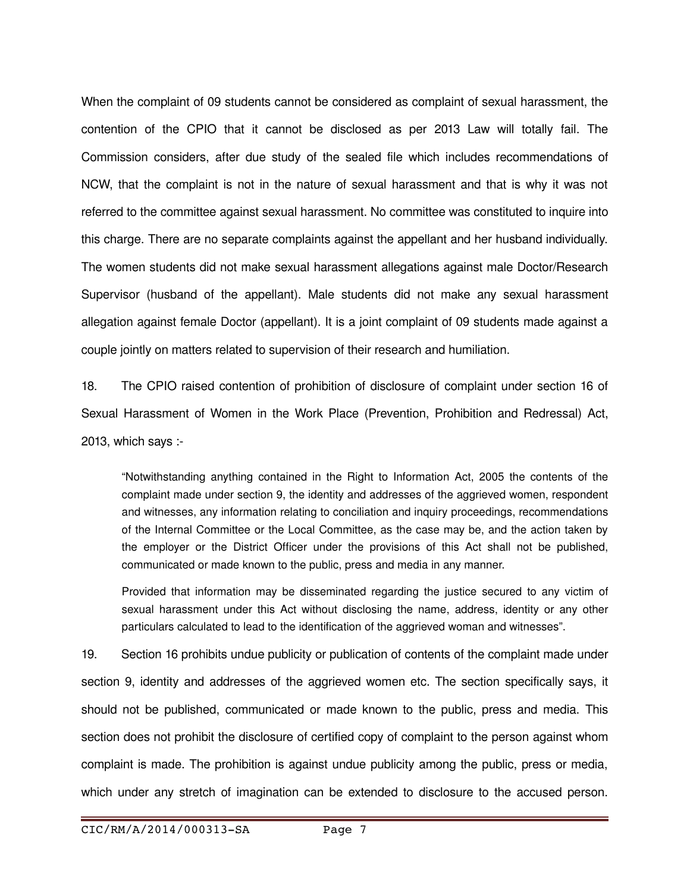When the complaint of 09 students cannot be considered as complaint of sexual harassment, the contention of the CPIO that it cannot be disclosed as per 2013 Law will totally fail. The Commission considers, after due study of the sealed file which includes recommendations of NCW, that the complaint is not in the nature of sexual harassment and that is why it was not referred to the committee against sexual harassment. No committee was constituted to inquire into this charge. There are no separate complaints against the appellant and her husband individually. The women students did not make sexual harassment allegations against male Doctor/Research Supervisor (husband of the appellant). Male students did not make any sexual harassment allegation against female Doctor (appellant). It is a joint complaint of 09 students made against a couple jointly on matters related to supervision of their research and humiliation.

18. The CPIO raised contention of prohibition of disclosure of complaint under section 16 of Sexual Harassment of Women in the Work Place (Prevention, Prohibition and Redressal) Act, 2013, which says :-

> "Notwithstanding anything contained in the Right to Information Act, 2005 the contents of the complaint made under section 9, the identity and addresses of the aggrieved women, respondent and witnesses, any information relating to conciliation and inquiry proceedings, recommendations of the Internal Committee or the Local Committee, as the case may be, and the action taken by the employer or the District Officer under the provisions of this Act shall not be published, communicated or made known to the public, press and media in any manner.
>
> Provided that information may be disseminated regarding the justice secured to any victim of sexual harassment under this Act without disclosing the name, address, identity or any other particulars calculated to lead to the identification of the aggrieved woman and witnesses".

19. Section 16 prohibits undue publicity or publication of contents of the complaint made under section 9, identity and addresses of the aggrieved women etc. The section specifically says, it should not be published, communicated or made known to the public, press and media. This section does not prohibit the disclosure of certified copy of complaint to the person against whom complaint is made. The prohibition is against undue publicity among the public, press or media, which under any stretch of imagination can be extended to disclosure to the accused person.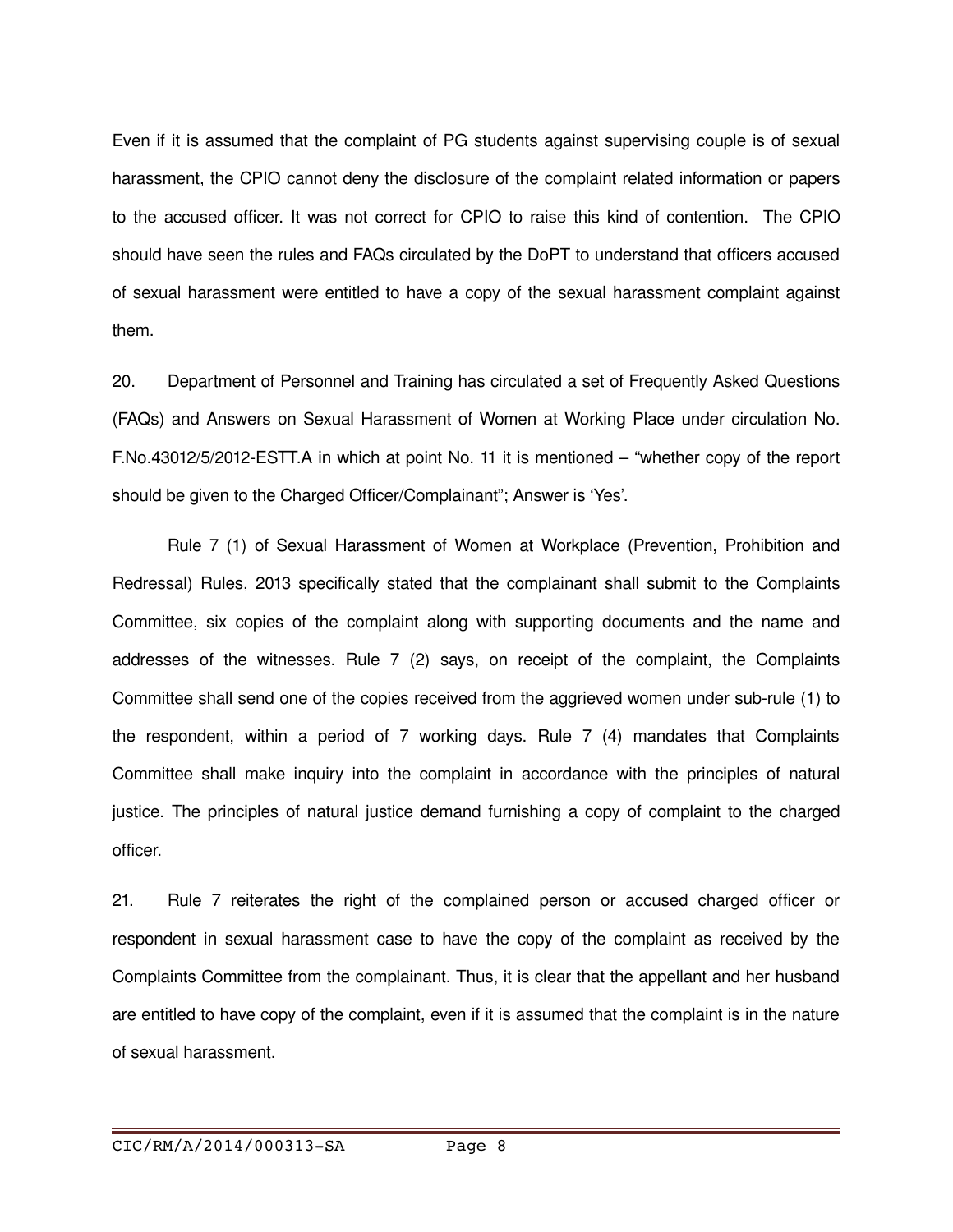Even if it is assumed that the complaint of PG students against supervising couple is of sexual harassment, the CPIO cannot deny the disclosure of the complaint related information or papers to the accused officer. It was not correct for CPIO to raise this kind of contention. The CPIO should have seen the rules and FAQs circulated by the DoPT to understand that officers accused of sexual harassment were entitled to have a copy of the sexual harassment complaint against them.

20. Department of Personnel and Training has circulated a set of Frequently Asked Questions (FAQs) and Answers on Sexual Harassment of Women at Working Place under circulation No. F.No.43012/5/2012-ESTT.A in which at point No. 11 it is mentioned – "whether copy of the report should be given to the Charged Officer/Complainant"; Answer is 'Yes'.

Rule 7 (1) of Sexual Harassment of Women at Workplace (Prevention, Prohibition and Redressal) Rules, 2013 specifically stated that the complainant shall submit to the Complaints Committee, six copies of the complaint along with supporting documents and the name and addresses of the witnesses. Rule 7 (2) says, on receipt of the complaint, the Complaints Committee shall send one of the copies received from the aggrieved women under sub-rule (1) to the respondent, within a period of 7 working days. Rule 7 (4) mandates that Complaints Committee shall make inquiry into the complaint in accordance with the principles of natural justice. The principles of natural justice demand furnishing a copy of complaint to the charged officer.

21. Rule 7 reiterates the right of the complained person or accused charged officer or respondent in sexual harassment case to have the copy of the complaint as received by the Complaints Committee from the complainant. Thus, it is clear that the appellant and her husband are entitled to have copy of the complaint, even if it is assumed that the complaint is in the nature of sexual harassment.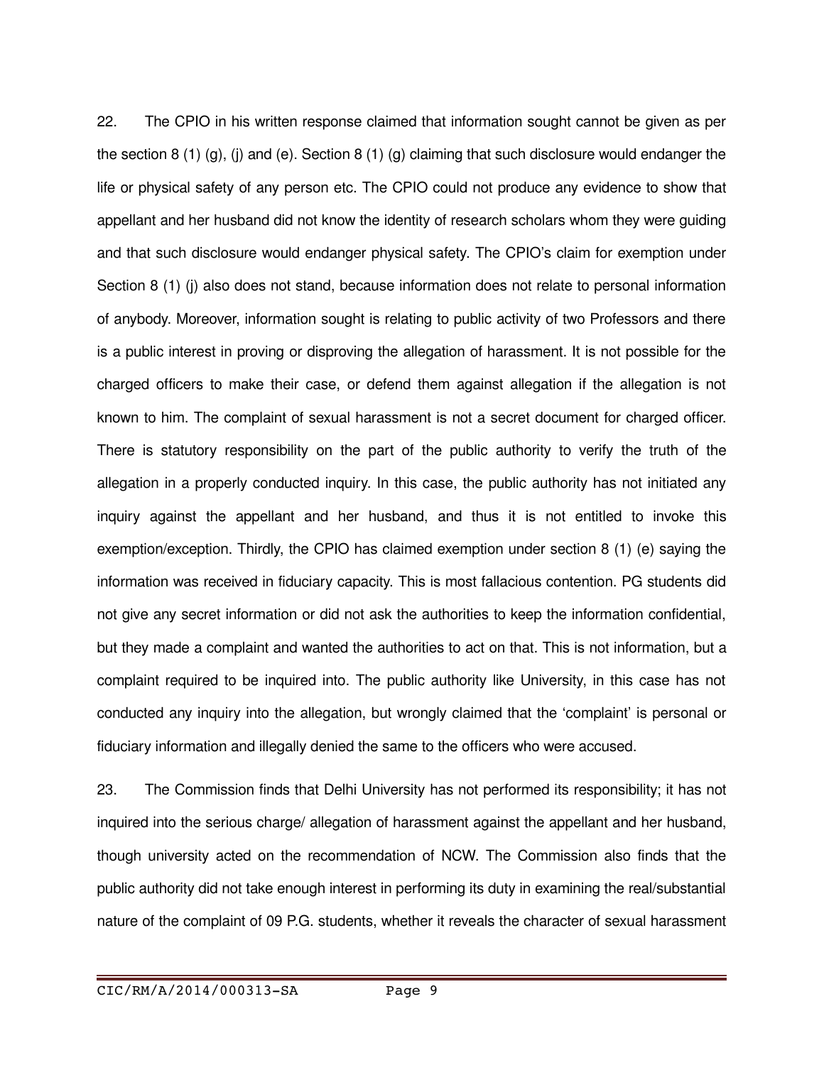22. The CPIO in his written response claimed that information sought cannot be given as per the section 8 (1) (g), (j) and (e). Section 8 (1) (g) claiming that such disclosure would endanger the life or physical safety of any person etc. The CPIO could not produce any evidence to show that appellant and her husband did not know the identity of research scholars whom they were guiding and that such disclosure would endanger physical safety. The CPIO's claim for exemption under Section 8 (1) (j) also does not stand, because information does not relate to personal information of anybody. Moreover, information sought is relating to public activity of two Professors and there is a public interest in proving or disproving the allegation of harassment. It is not possible for the charged officers to make their case, or defend them against allegation if the allegation is not known to him. The complaint of sexual harassment is not a secret document for charged officer. There is statutory responsibility on the part of the public authority to verify the truth of the allegation in a properly conducted inquiry. In this case, the public authority has not initiated any inquiry against the appellant and her husband, and thus it is not entitled to invoke this exemption/exception. Thirdly, the CPIO has claimed exemption under section 8 (1) (e) saying the information was received in fiduciary capacity. This is most fallacious contention. PG students did not give any secret information or did not ask the authorities to keep the information confidential, but they made a complaint and wanted the authorities to act on that. This is not information, but a complaint required to be inquired into. The public authority like University, in this case has not conducted any inquiry into the allegation, but wrongly claimed that the 'complaint' is personal or fiduciary information and illegally denied the same to the officers who were accused.

23. The Commission finds that Delhi University has not performed its responsibility; it has not inquired into the serious charge/ allegation of harassment against the appellant and her husband, though university acted on the recommendation of NCW. The Commission also finds that the public authority did not take enough interest in performing its duty in examining the real/substantial nature of the complaint of 09 P.G. students, whether it reveals the character of sexual harassment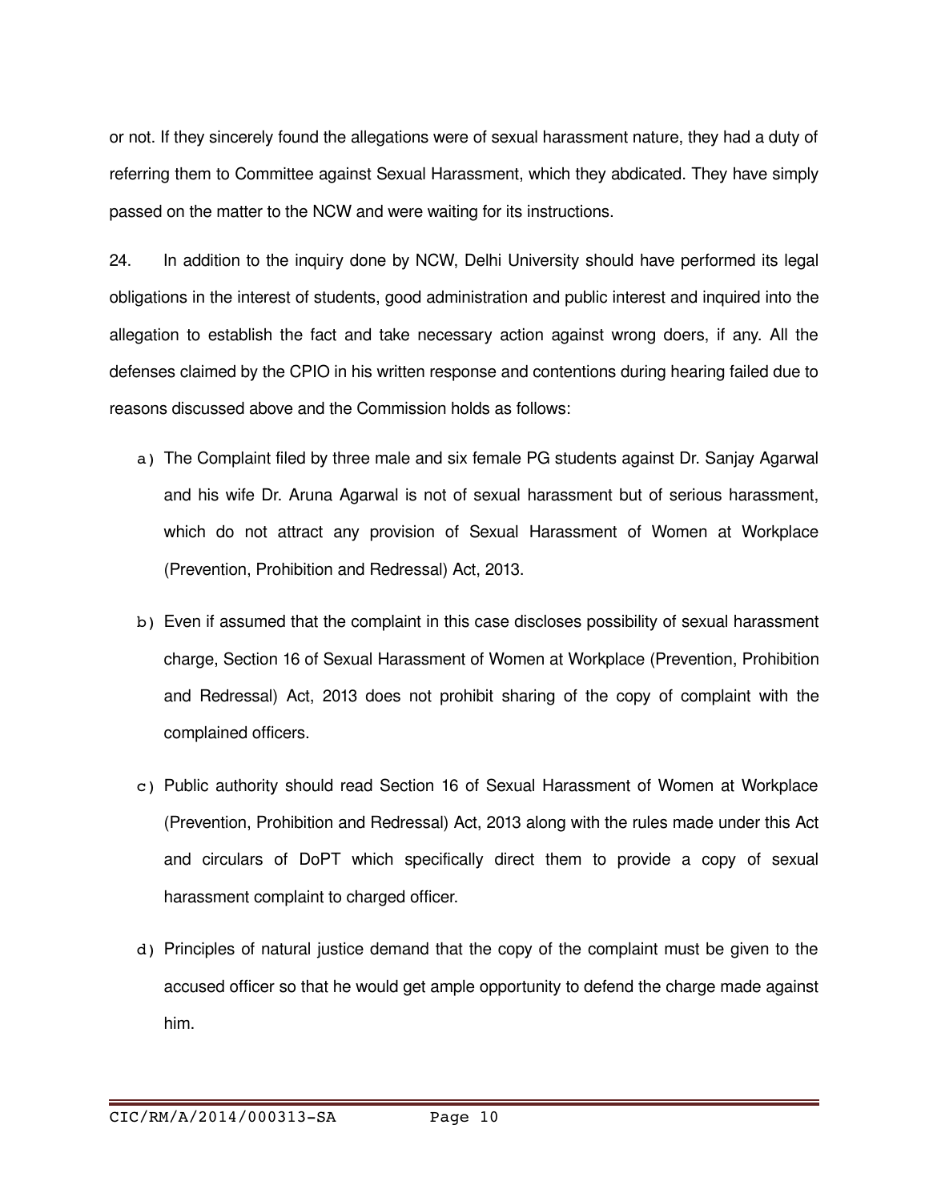or not. If they sincerely found the allegations were of sexual harassment nature, they had a duty of referring them to Committee against Sexual Harassment, which they abdicated. They have simply passed on the matter to the NCW and were waiting for its instructions.

24. In addition to the inquiry done by NCW, Delhi University should have performed its legal obligations in the interest of students, good administration and public interest and inquired into the allegation to establish the fact and take necessary action against wrong doers, if any. All the defenses claimed by the CPIO in his written response and contentions during hearing failed due to reasons discussed above and the Commission holds as follows:

a) The Complaint filed by three male and six female PG students against Dr. Sanjay Agarwal and his wife Dr. Aruna Agarwal is not of sexual harassment but of serious harassment, which do not attract any provision of Sexual Harassment of Women at Workplace (Prevention, Prohibition and Redressal) Act, 2013.

b) Even if assumed that the complaint in this case discloses possibility of sexual harassment charge, Section 16 of Sexual Harassment of Women at Workplace (Prevention, Prohibition and Redressal) Act, 2013 does not prohibit sharing of the copy of complaint with the complained officers.

c) Public authority should read Section 16 of Sexual Harassment of Women at Workplace (Prevention, Prohibition and Redressal) Act, 2013 along with the rules made under this Act and circulars of DoPT which specifically direct them to provide a copy of sexual harassment complaint to charged officer.

d) Principles of natural justice demand that the copy of the complaint must be given to the accused officer so that he would get ample opportunity to defend the charge made against him.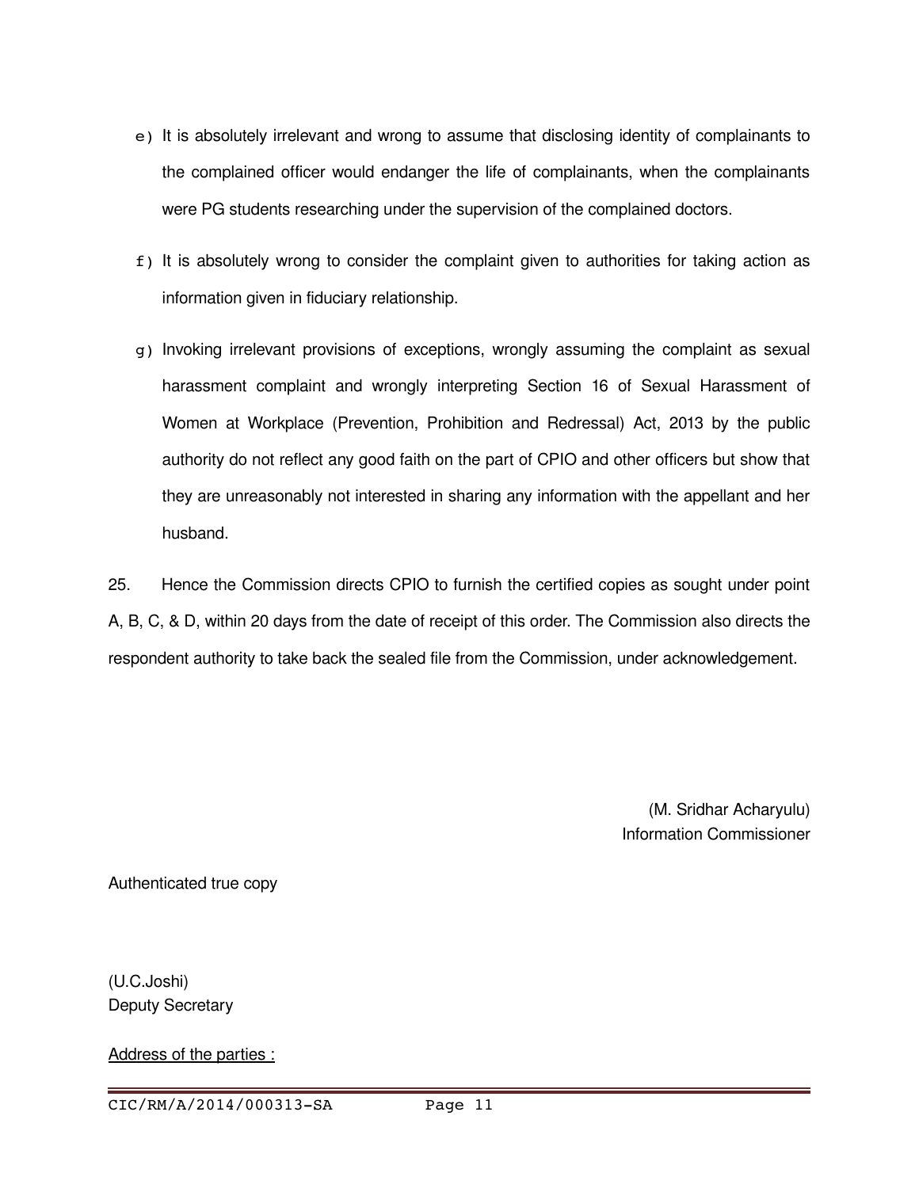e) It is absolutely irrelevant and wrong to assume that disclosing identity of complainants to the complained officer would endanger the life of complainants, when the complainants were PG students researching under the supervision of the complained doctors.

f) It is absolutely wrong to consider the complaint given to authorities for taking action as information given in fiduciary relationship.

g) Invoking irrelevant provisions of exceptions, wrongly assuming the complaint as sexual harassment complaint and wrongly interpreting Section 16 of Sexual Harassment of Women at Workplace (Prevention, Prohibition and Redressal) Act, 2013 by the public authority do not reflect any good faith on the part of CPIO and other officers but show that they are unreasonably not interested in sharing any information with the appellant and her husband.

25. Hence the Commission directs CPIO to furnish the certified copies as sought under point A, B, C, & D, within 20 days from the date of receipt of this order. The Commission also directs the respondent authority to take back the sealed file from the Commission, under acknowledgement.

(M. Sridhar Acharyulu)
Information Commissioner

Authenticated true copy

(U.C.Joshi)
Deputy Secretary

Address of the parties :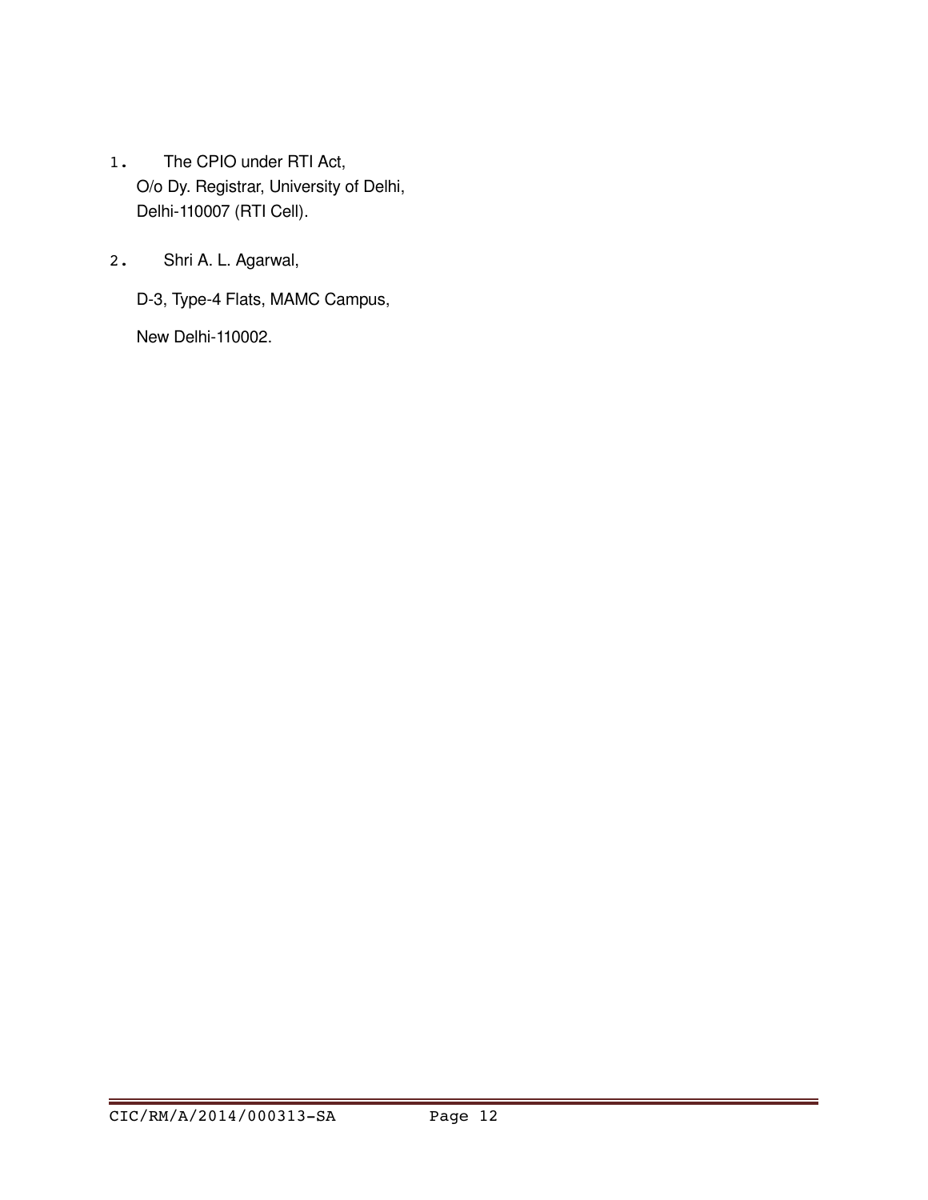1. The CPIO under RTI Act,
   O/o Dy. Registrar, University of Delhi,
   Delhi-110007 (RTI Cell).

2. Shri A. L. Agarwal,

   D-3, Type-4 Flats, MAMC Campus,

   New Delhi-110002.